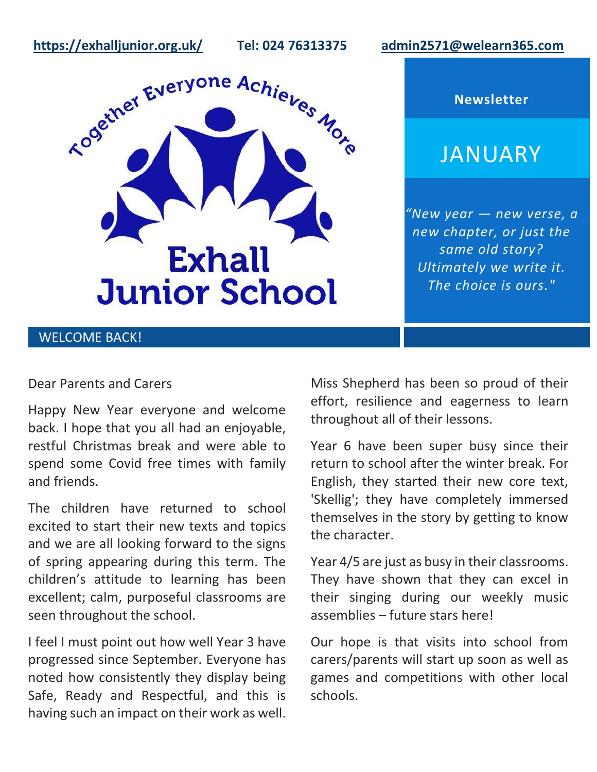https://exhalljunior.org.uk/ Tel: 024 76313375 admin2571@welearn365.com

Together Everyone Achieves More

# Exhall Junior School

**Newsletter**

# JANUARY

*"New year — new verse, a new chapter, or just the same old story? Ultimately we write it. The choice is ours."*

## WELCOME BACK!

Dear Parents and Carers

Happy New Year everyone and welcome back. I hope that you all had an enjoyable, restful Christmas break and were able to spend some Covid free times with family and friends.

The children have returned to school excited to start their new texts and topics and we are all looking forward to the signs of spring appearing during this term. The children's attitude to learning has been excellent; calm, purposeful classrooms are seen throughout the school.

I feel I must point out how well Year 3 have progressed since September. Everyone has noted how consistently they display being Safe, Ready and Respectful, and this is having such an impact on their work as well. Miss Shepherd has been so proud of their effort, resilience and eagerness to learn throughout all of their lessons.

Year 6 have been super busy since their return to school after the winter break. For English, they started their new core text, 'Skellig'; they have completely immersed themselves in the story by getting to know the character.

Year 4/5 are just as busy in their classrooms. They have shown that they can excel in their singing during our weekly music assemblies – future stars here!

Our hope is that visits into school from carers/parents will start up soon as well as games and competitions with other local schools.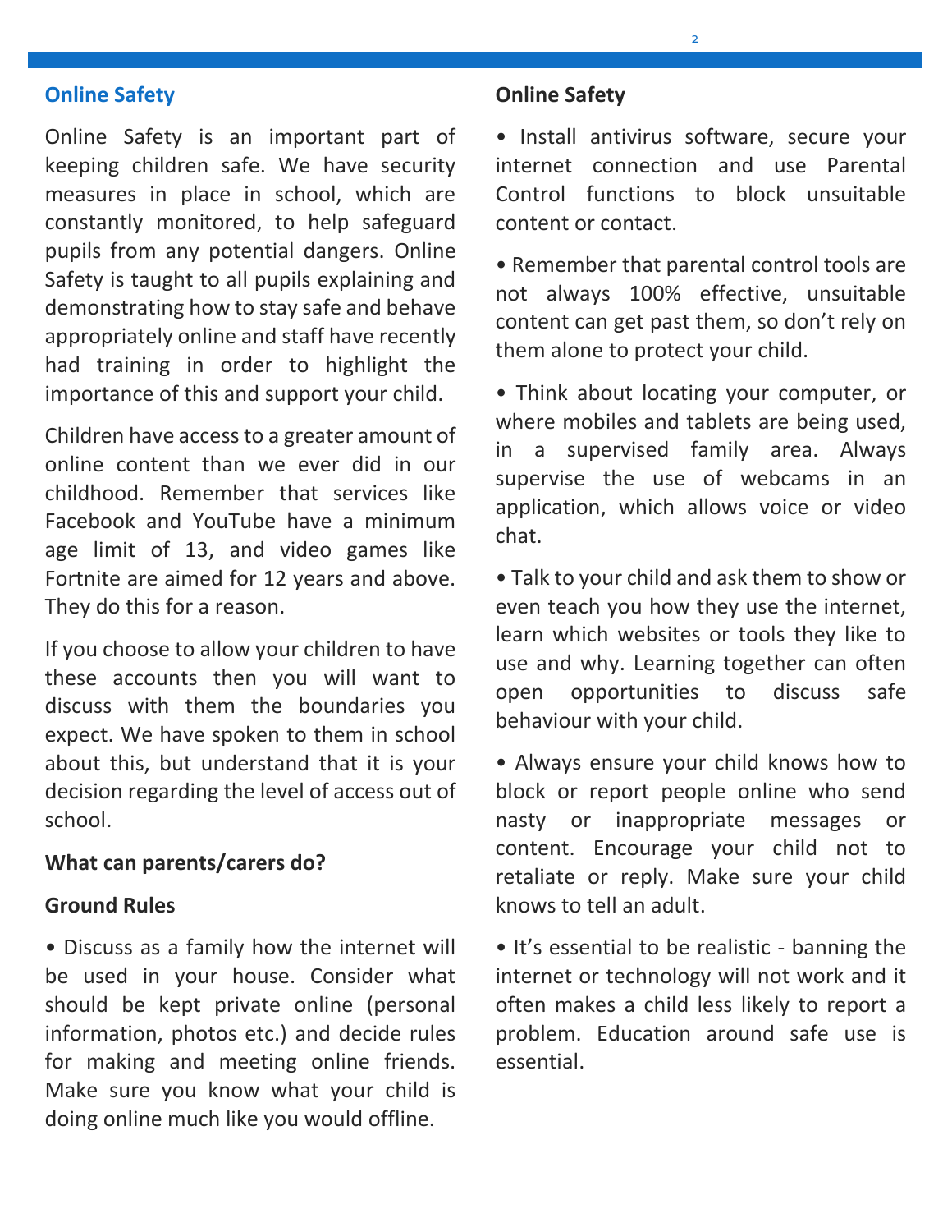## Online Safety

Online Safety is an important part of keeping children safe. We have security measures in place in school, which are constantly monitored, to help safeguard pupils from any potential dangers. Online Safety is taught to all pupils explaining and demonstrating how to stay safe and behave appropriately online and staff have recently had training in order to highlight the importance of this and support your child.

Children have access to a greater amount of online content than we ever did in our childhood. Remember that services like Facebook and YouTube have a minimum age limit of 13, and video games like Fortnite are aimed for 12 years and above. They do this for a reason.

If you choose to allow your children to have these accounts then you will want to discuss with them the boundaries you expect. We have spoken to them in school about this, but understand that it is your decision regarding the level of access out of school.

### What can parents/carers do?

### Ground Rules

- Discuss as a family how the internet will be used in your house. Consider what should be kept private online (personal information, photos etc.) and decide rules for making and meeting online friends. Make sure you know what your child is doing online much like you would offline.

### Online Safety

- Install antivirus software, secure your internet connection and use Parental Control functions to block unsuitable content or contact.
- Remember that parental control tools are not always 100% effective, unsuitable content can get past them, so don't rely on them alone to protect your child.
- Think about locating your computer, or where mobiles and tablets are being used, in a supervised family area. Always supervise the use of webcams in an application, which allows voice or video chat.
- Talk to your child and ask them to show or even teach you how they use the internet, learn which websites or tools they like to use and why. Learning together can often open opportunities to discuss safe behaviour with your child.
- Always ensure your child knows how to block or report people online who send nasty or inappropriate messages or content. Encourage your child not to retaliate or reply. Make sure your child knows to tell an adult.
- It's essential to be realistic - banning the internet or technology will not work and it often makes a child less likely to report a problem. Education around safe use is essential.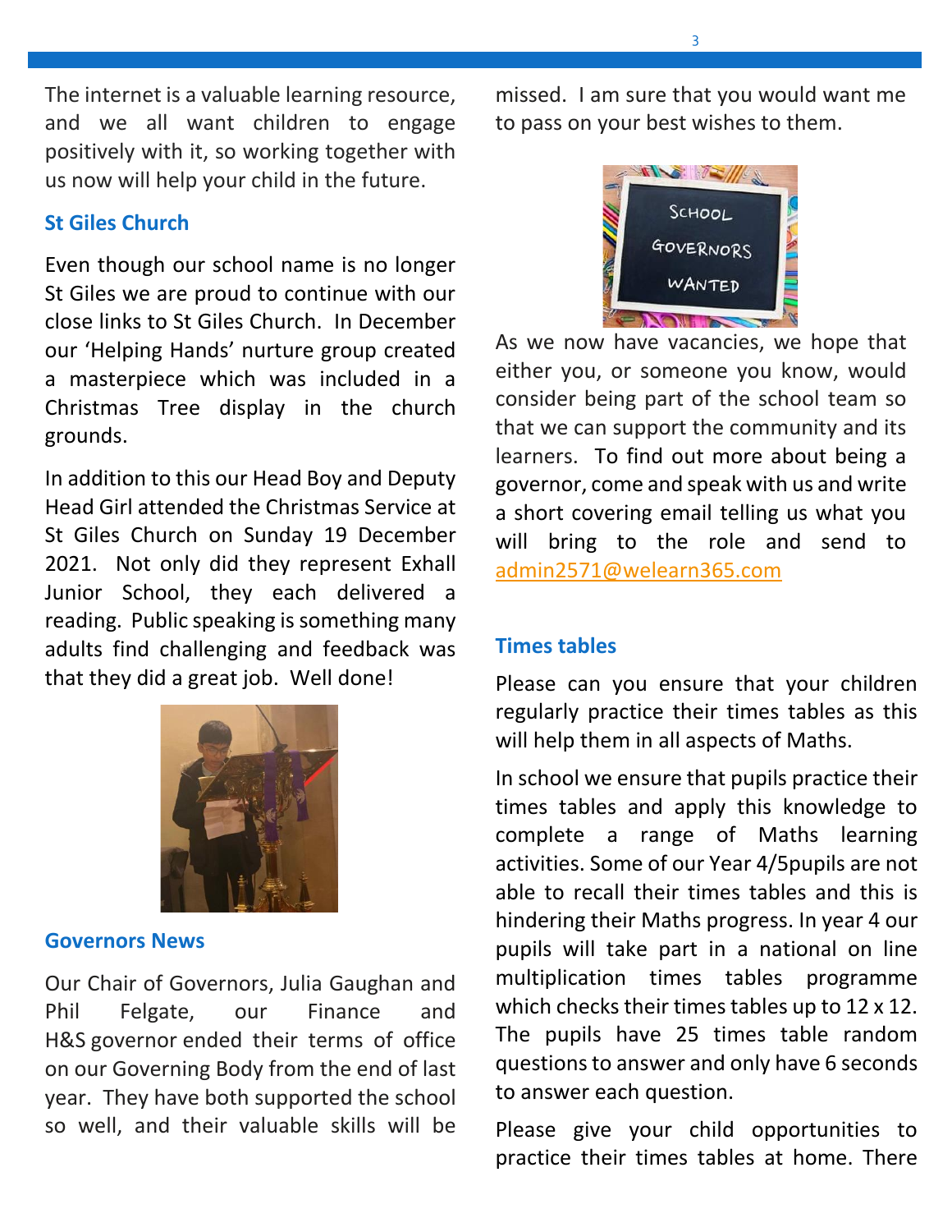The internet is a valuable learning resource, and we all want children to engage positively with it, so working together with us now will help your child in the future.

## St Giles Church

Even though our school name is no longer St Giles we are proud to continue with our close links to St Giles Church. In December our 'Helping Hands' nurture group created a masterpiece which was included in a Christmas Tree display in the church grounds.

In addition to this our Head Boy and Deputy Head Girl attended the Christmas Service at St Giles Church on Sunday 19 December 2021. Not only did they represent Exhall Junior School, they each delivered a reading. Public speaking is something many adults find challenging and feedback was that they did a great job. Well done!

## Governors News

Our Chair of Governors, Julia Gaughan and Phil Felgate, our Finance and H&S governor ended their terms of office on our Governing Body from the end of last year. They have both supported the school so well, and their valuable skills will be missed. I am sure that you would want me to pass on your best wishes to them.

As we now have vacancies, we hope that either you, or someone you know, would consider being part of the school team so that we can support the community and its learners. To find out more about being a governor, come and speak with us and write a short covering email telling us what you will bring to the role and send to admin2571@welearn365.com

## Times tables

Please can you ensure that your children regularly practice their times tables as this will help them in all aspects of Maths.

In school we ensure that pupils practice their times tables and apply this knowledge to complete a range of Maths learning activities. Some of our Year 4/5pupils are not able to recall their times tables and this is hindering their Maths progress. In year 4 our pupils will take part in a national on line multiplication times tables programme which checks their times tables up to 12 x 12. The pupils have 25 times table random questions to answer and only have 6 seconds to answer each question.

Please give your child opportunities to practice their times tables at home. There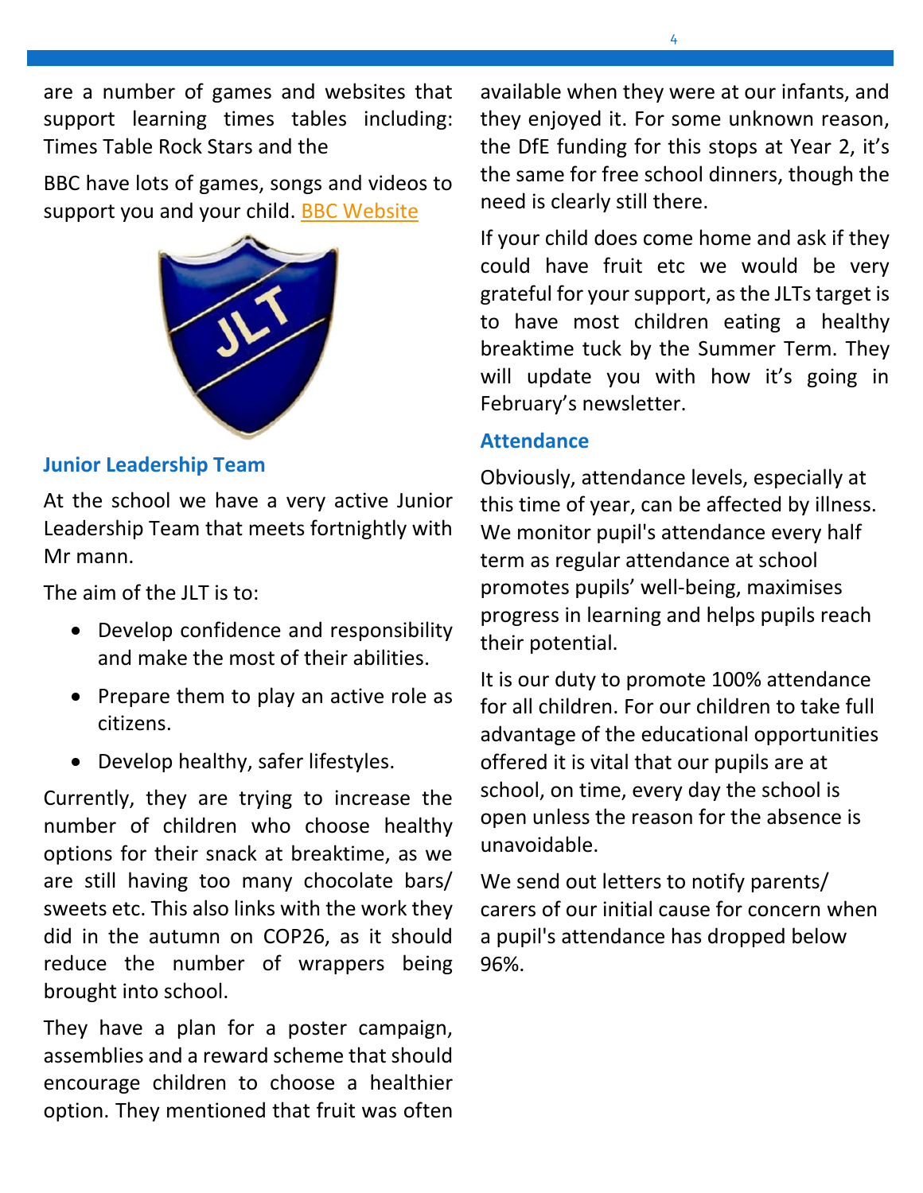are a number of games and websites that support learning times tables including: Times Table Rock Stars and the

BBC have lots of games, songs and videos to support you and your child. BBC Website

### Junior Leadership Team

At the school we have a very active Junior Leadership Team that meets fortnightly with Mr mann.

The aim of the JLT is to:

- Develop confidence and responsibility and make the most of their abilities.
- Prepare them to play an active role as citizens.
- Develop healthy, safer lifestyles.

Currently, they are trying to increase the number of children who choose healthy options for their snack at breaktime, as we are still having too many chocolate bars/ sweets etc. This also links with the work they did in the autumn on COP26, as it should reduce the number of wrappers being brought into school.

They have a plan for a poster campaign, assemblies and a reward scheme that should encourage children to choose a healthier option. They mentioned that fruit was often available when they were at our infants, and they enjoyed it. For some unknown reason, the DfE funding for this stops at Year 2, it's the same for free school dinners, though the need is clearly still there.

If your child does come home and ask if they could have fruit etc we would be very grateful for your support, as the JLTs target is to have most children eating a healthy breaktime tuck by the Summer Term. They will update you with how it's going in February's newsletter.

### Attendance

Obviously, attendance levels, especially at this time of year, can be affected by illness. We monitor pupil's attendance every half term as regular attendance at school promotes pupils' well-being, maximises progress in learning and helps pupils reach their potential.

It is our duty to promote 100% attendance for all children. For our children to take full advantage of the educational opportunities offered it is vital that our pupils are at school, on time, every day the school is open unless the reason for the absence is unavoidable.

We send out letters to notify parents/ carers of our initial cause for concern when a pupil's attendance has dropped below 96%.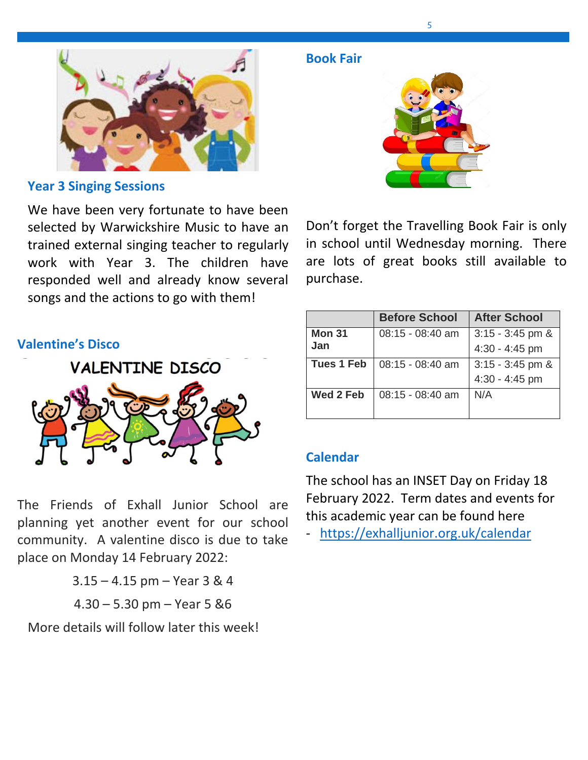## Year 3 Singing Sessions

We have been very fortunate to have been selected by Warwickshire Music to have an trained external singing teacher to regularly work with Year 3. The children have responded well and already know several songs and the actions to go with them!

## Valentine's Disco

The Friends of Exhall Junior School are planning yet another event for our school community. A valentine disco is due to take place on Monday 14 February 2022:

3.15 – 4.15 pm – Year 3 & 4

4.30 – 5.30 pm – Year 5 &6

More details will follow later this week!

## Book Fair

Don't forget the Travelling Book Fair is only in school until Wednesday morning. There are lots of great books still available to purchase.

| | Before School | After School |
|---|---|---|
| **Mon 31 Jan** | 08:15 - 08:40 am | 3:15 - 3:45 pm & 4:30 - 4:45 pm |
| **Tues 1 Feb** | 08:15 - 08:40 am | 3:15 - 3:45 pm & 4:30 - 4:45 pm |
| **Wed 2 Feb** | 08:15 - 08:40 am | N/A |

## Calendar

The school has an INSET Day on Friday 18 February 2022. Term dates and events for this academic year can be found here

- https://exhalljunior.org.uk/calendar